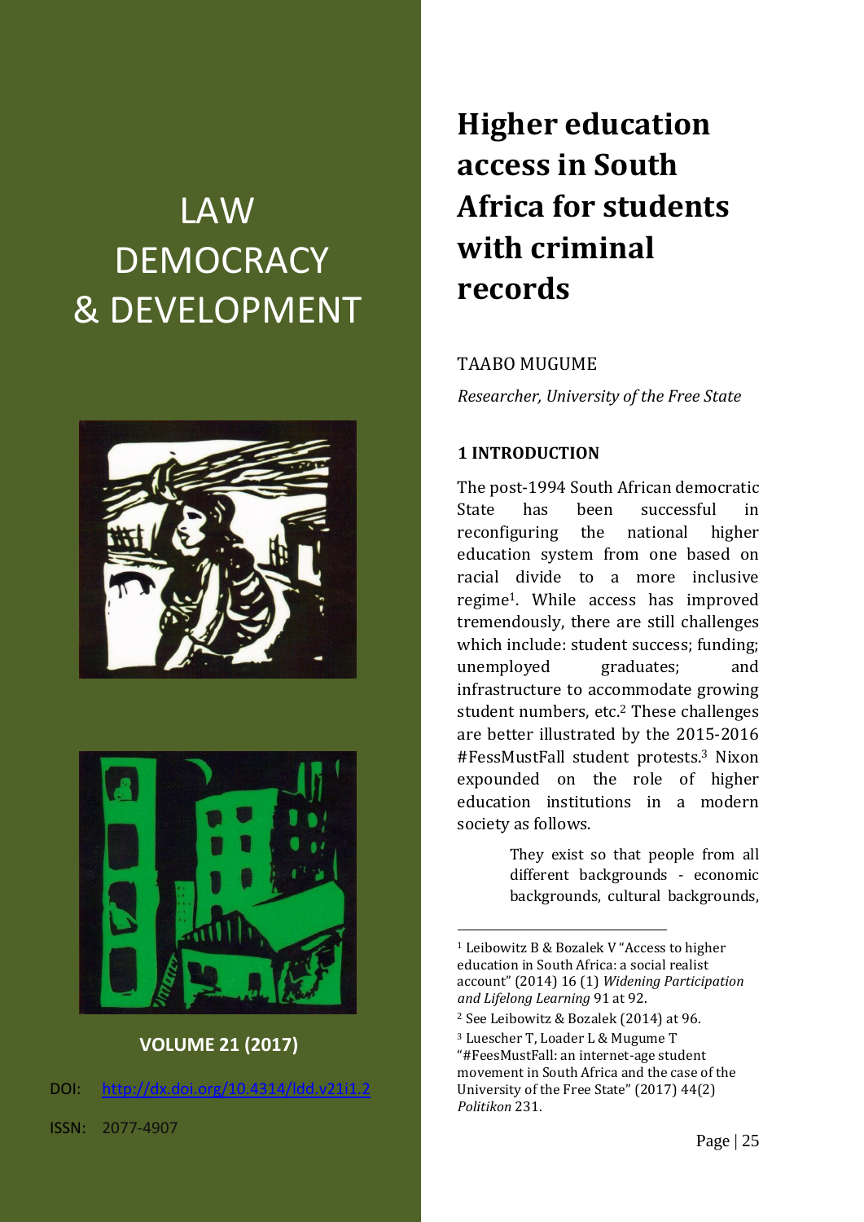# LAW DEMOCRACY & DEVELOPMENT

**VOLUME 21 (2017)**

DOI: [http://dx.doi.org/10.4314/ldd.v21i1.2](http://dx.doi.org/10.4314/ldd.v21i1.2)

ISSN: 2077-4907

# Higher education access in South Africa for students with criminal records

TAABO MUGUME

*Researcher, University of the Free State*

## 1 INTRODUCTION

The post-1994 South African democratic State has been successful in reconfiguring the national higher education system from one based on racial divide to a more inclusive regime[1]. While access has improved tremendously, there are still challenges which include: student success; funding; unemployed graduates; and infrastructure to accommodate growing student numbers, etc.[2] These challenges are better illustrated by the 2015-2016 #FessMustFall student protests.[3] Nixon expounded on the role of higher education institutions in a modern society as follows.

> They exist so that people from all different backgrounds - economic backgrounds, cultural backgrounds,

---

[1] Leibowitz B & Bozalek V "Access to higher education in South Africa: a social realist account" (2014) 16 (1) *Widening Participation and Lifelong Learning* 91 at 92.

[2] See Leibowitz & Bozalek (2014) at 96.

[3] Luescher T, Loader L & Mugume T "#FeesMustFall: an internet-age student movement in South Africa and the case of the University of the Free State" (2017) 44(2) *Politikon* 231.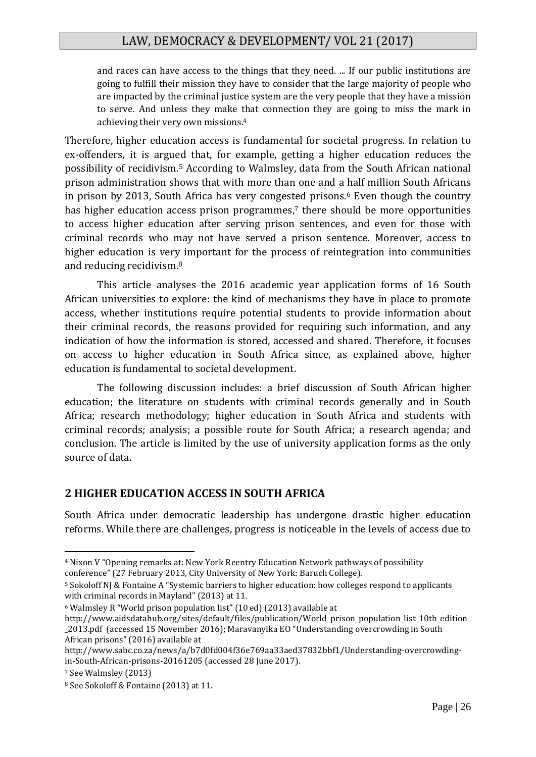> and races can have access to the things that they need. ... If our public institutions are going to fulfill their mission they have to consider that the large majority of people who are impacted by the criminal justice system are the very people that they have a mission to serve. And unless they make that connection they are going to miss the mark in achieving their very own missions.[4]

Therefore, higher education access is fundamental for societal progress. In relation to ex-offenders, it is argued that, for example, getting a higher education reduces the possibility of recidivism.[5] According to Walmsley, data from the South African national prison administration shows that with more than one and a half million South Africans in prison by 2013, South Africa has very congested prisons.[6] Even though the country has higher education access prison programmes,[7] there should be more opportunities to access higher education after serving prison sentences, and even for those with criminal records who may not have served a prison sentence. Moreover, access to higher education is very important for the process of reintegration into communities and reducing recidivism.[8]

This article analyses the 2016 academic year application forms of 16 South African universities to explore: the kind of mechanisms they have in place to promote access, whether institutions require potential students to provide information about their criminal records, the reasons provided for requiring such information, and any indication of how the information is stored, accessed and shared. Therefore, it focuses on access to higher education in South Africa since, as explained above, higher education is fundamental to societal development.

The following discussion includes: a brief discussion of South African higher education; the literature on students with criminal records generally and in South Africa; research methodology; higher education in South Africa and students with criminal records; analysis; a possible route for South Africa; a research agenda; and conclusion. The article is limited by the use of university application forms as the only source of data.

## 2 HIGHER EDUCATION ACCESS IN SOUTH AFRICA

South Africa under democratic leadership has undergone drastic higher education reforms. While there are challenges, progress is noticeable in the levels of access due to

---

[4] Nixon V "Opening remarks at: New York Reentry Education Network pathways of possibility conference" (27 February 2013, City University of New York: Baruch College).

[5] Sokoloff NJ & Fontaine A "Systemic barriers to higher education: how colleges respond to applicants with criminal records in Mayland" (2013) at 11.

[6] Walmsley R "World prison population list" (10 ed) (2013) available at http://www.aidsdatahub.org/sites/default/files/publication/World_prison_population_list_10th_edition_2013.pdf (accessed 15 November 2016); Maravanyika EO "Understanding overcrowding in South African prisons" (2016) available at http://www.sabc.co.za/news/a/b7d0fd004f36e769aa33aed37832bbf1/Understanding-overcrowding-in-South-African-prisons-20161205 (accessed 28 June 2017).

[7] See Walmsley (2013)

[8] See Sokoloff & Fontaine (2013) at 11.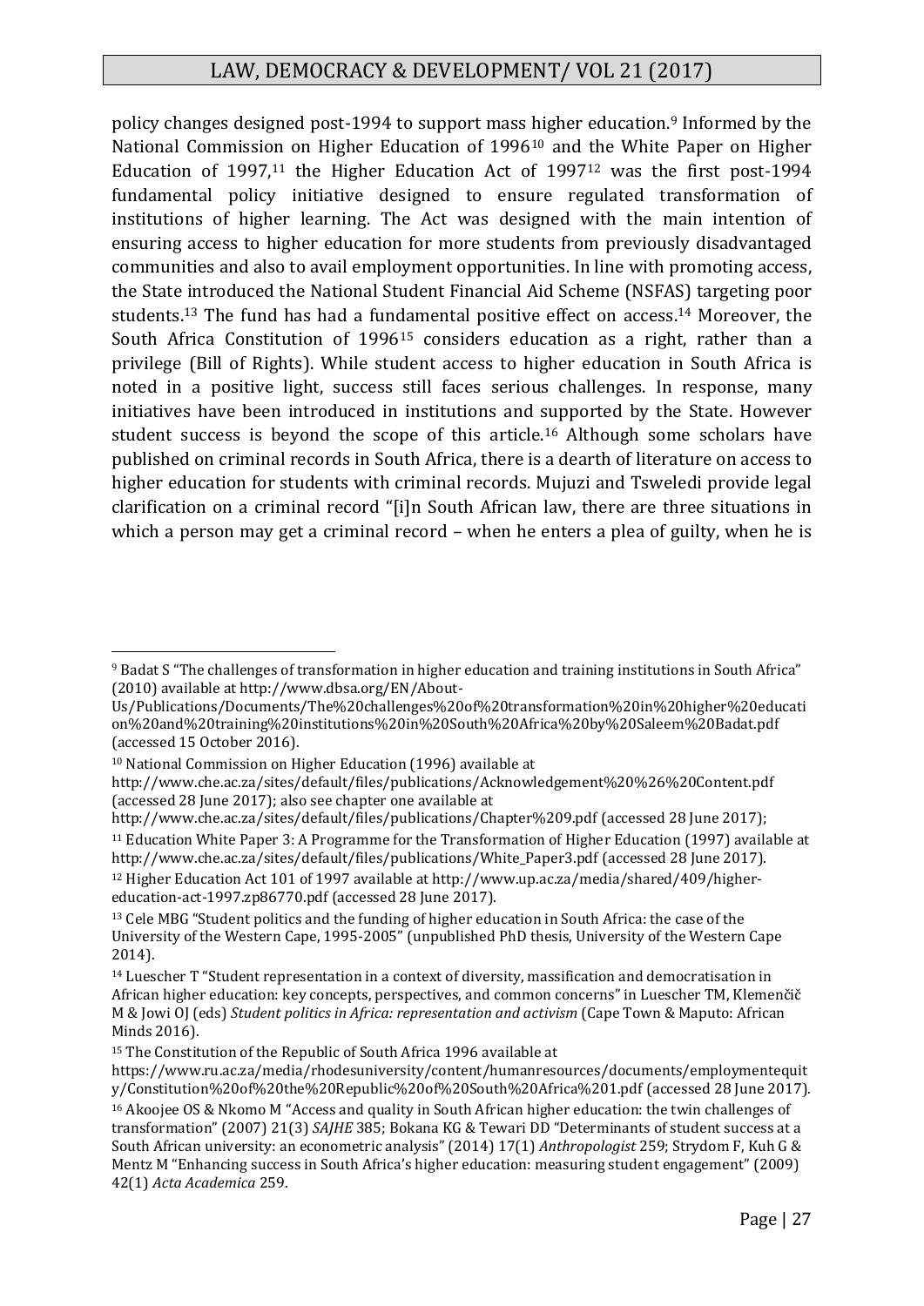policy changes designed post-1994 to support mass higher education.[9] Informed by the National Commission on Higher Education of 1996[10] and the White Paper on Higher Education of 1997,[11] the Higher Education Act of 1997[12] was the first post-1994 fundamental policy initiative designed to ensure regulated transformation of institutions of higher learning. The Act was designed with the main intention of ensuring access to higher education for more students from previously disadvantaged communities and also to avail employment opportunities. In line with promoting access, the State introduced the National Student Financial Aid Scheme (NSFAS) targeting poor students.[13] The fund has had a fundamental positive effect on access.[14] Moreover, the South Africa Constitution of 1996[15] considers education as a right, rather than a privilege (Bill of Rights). While student access to higher education in South Africa is noted in a positive light, success still faces serious challenges. In response, many initiatives have been introduced in institutions and supported by the State. However student success is beyond the scope of this article.[16] Although some scholars have published on criminal records in South Africa, there is a dearth of literature on access to higher education for students with criminal records. Mujuzi and Tsweledi provide legal clarification on a criminal record "[i]n South African law, there are three situations in which a person may get a criminal record – when he enters a plea of guilty, when he is

---

[9] Badat S "The challenges of transformation in higher education and training institutions in South Africa" (2010) available at http://www.dbsa.org/EN/About-Us/Publications/Documents/The%20challenges%20of%20transformation%20in%20higher%20education%20and%20training%20institutions%20in%20South%20Africa%20by%20Saleem%20Badat.pdf (accessed 15 October 2016).

[10] National Commission on Higher Education (1996) available at http://www.che.ac.za/sites/default/files/publications/Acknowledgement%20%26%20Content.pdf (accessed 28 June 2017); also see chapter one available at http://www.che.ac.za/sites/default/files/publications/Chapter%209.pdf (accessed 28 June 2017);

[11] Education White Paper 3: A Programme for the Transformation of Higher Education (1997) available at http://www.che.ac.za/sites/default/files/publications/White_Paper3.pdf (accessed 28 June 2017).

[12] Higher Education Act 101 of 1997 available at http://www.up.ac.za/media/shared/409/higher-education-act-1997.zp86770.pdf (accessed 28 June 2017).

[13] Cele MBG "Student politics and the funding of higher education in South Africa: the case of the University of the Western Cape, 1995-2005" (unpublished PhD thesis, University of the Western Cape 2014).

[14] Luescher T "Student representation in a context of diversity, massification and democratisation in African higher education: key concepts, perspectives, and common concerns" in Luescher TM, Klemenčič M & Jowi OJ (eds) *Student politics in Africa: representation and activism* (Cape Town & Maputo: African Minds 2016).

[15] The Constitution of the Republic of South Africa 1996 available at https://www.ru.ac.za/media/rhodesuniversity/content/humanresources/documents/employmentequity/Constitution%20of%20the%20Republic%20of%20South%20Africa%201.pdf (accessed 28 June 2017).

[16] Akoojee OS & Nkomo M "Access and quality in South African higher education: the twin challenges of transformation" (2007) 21(3) *SAJHE* 385; Bokana KG & Tewari DD "Determinants of student success at a South African university: an econometric analysis" (2014) 17(1) *Anthropologist* 259; Strydom F, Kuh G & Mentz M "Enhancing success in South Africa's higher education: measuring student engagement" (2009) 42(1) *Acta Academica* 259.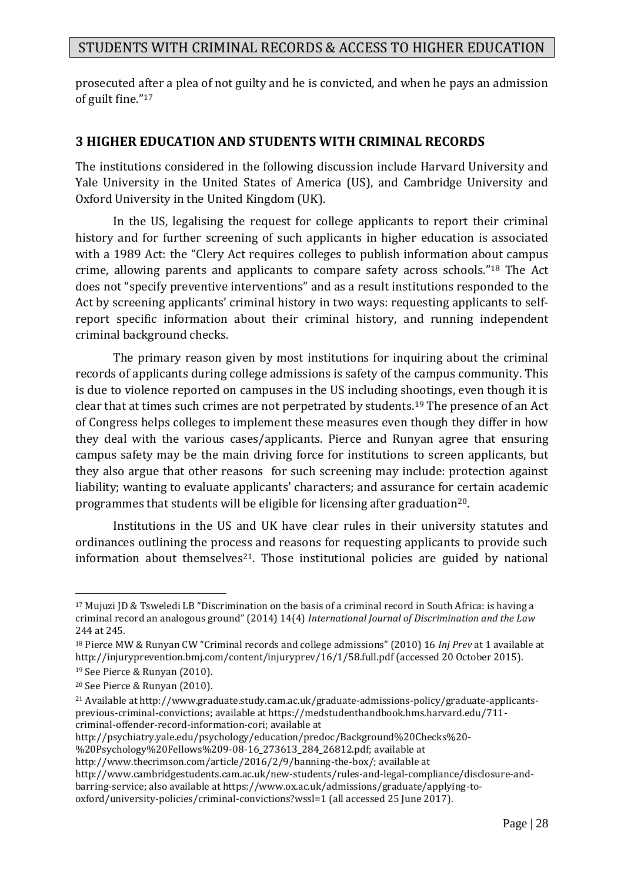prosecuted after a plea of not guilty and he is convicted, and when he pays an admission of guilt fine."[17]

## 3 HIGHER EDUCATION AND STUDENTS WITH CRIMINAL RECORDS

The institutions considered in the following discussion include Harvard University and Yale University in the United States of America (US), and Cambridge University and Oxford University in the United Kingdom (UK).

In the US, legalising the request for college applicants to report their criminal history and for further screening of such applicants in higher education is associated with a 1989 Act: the "Clery Act requires colleges to publish information about campus crime, allowing parents and applicants to compare safety across schools."[18] The Act does not "specify preventive interventions" and as a result institutions responded to the Act by screening applicants' criminal history in two ways: requesting applicants to self-report specific information about their criminal history, and running independent criminal background checks.

The primary reason given by most institutions for inquiring about the criminal records of applicants during college admissions is safety of the campus community. This is due to violence reported on campuses in the US including shootings, even though it is clear that at times such crimes are not perpetrated by students.[19] The presence of an Act of Congress helps colleges to implement these measures even though they differ in how they deal with the various cases/applicants. Pierce and Runyan agree that ensuring campus safety may be the main driving force for institutions to screen applicants, but they also argue that other reasons for such screening may include: protection against liability; wanting to evaluate applicants' characters; and assurance for certain academic programmes that students will be eligible for licensing after graduation[20].

Institutions in the US and UK have clear rules in their university statutes and ordinances outlining the process and reasons for requesting applicants to provide such information about themselves[21]. Those institutional policies are guided by national

---

[17] Mujuzi JD & Tsweledi LB "Discrimination on the basis of a criminal record in South Africa: is having a criminal record an analogous ground" (2014) 14(4) *International Journal of Discrimination and the Law* 244 at 245.

[18] Pierce MW & Runyan CW "Criminal records and college admissions" (2010) 16 *Inj Prev* at 1 available at http://injuryprevention.bmj.com/content/injuryprev/16/1/58.full.pdf (accessed 20 October 2015).

[19] See Pierce & Runyan (2010).

[20] See Pierce & Runyan (2010).

[21] Available at http://www.graduate.study.cam.ac.uk/graduate-admissions-policy/graduate-applicants-previous-criminal-convictions; available at https://medstudenthandbook.hms.harvard.edu/711-criminal-offender-record-information-cori; available at http://psychiatry.yale.edu/psychology/education/predoc/Background%20Checks%20-%20Psychology%20Fellows%209-08-16_273613_284_26812.pdf; available at http://www.thecrimson.com/article/2016/2/9/banning-the-box/; available at http://www.cambridgestudents.cam.ac.uk/new-students/rules-and-legal-compliance/disclosure-and-barring-service; also available at https://www.ox.ac.uk/admissions/graduate/applying-to-oxford/university-policies/criminal-convictions?wssl=1 (all accessed 25 June 2017).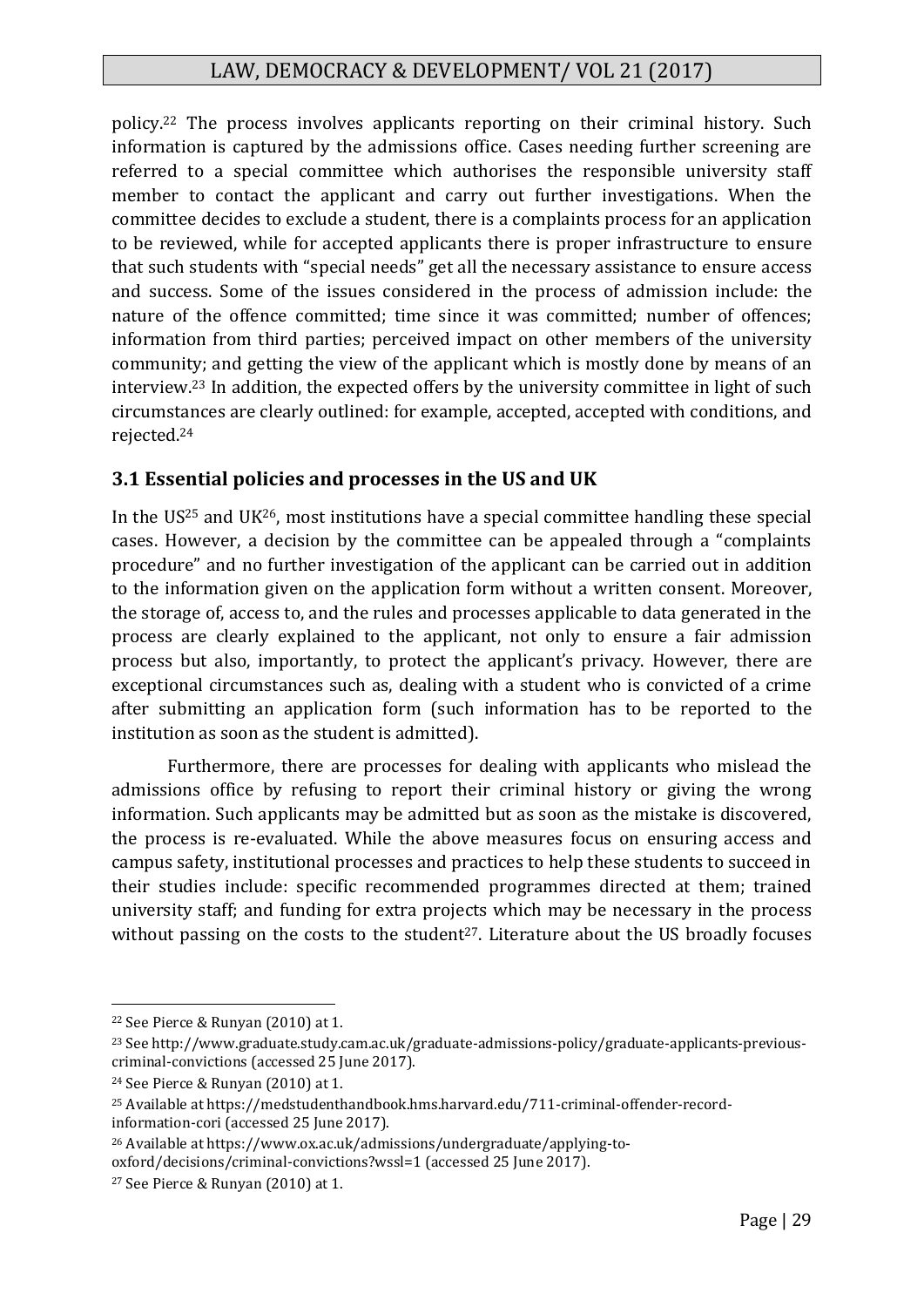policy.[22] The process involves applicants reporting on their criminal history. Such information is captured by the admissions office. Cases needing further screening are referred to a special committee which authorises the responsible university staff member to contact the applicant and carry out further investigations. When the committee decides to exclude a student, there is a complaints process for an application to be reviewed, while for accepted applicants there is proper infrastructure to ensure that such students with "special needs" get all the necessary assistance to ensure access and success. Some of the issues considered in the process of admission include: the nature of the offence committed; time since it was committed; number of offences; information from third parties; perceived impact on other members of the university community; and getting the view of the applicant which is mostly done by means of an interview.[23] In addition, the expected offers by the university committee in light of such circumstances are clearly outlined: for example, accepted, accepted with conditions, and rejected.[24]

### 3.1 Essential policies and processes in the US and UK

In the US[25] and UK[26], most institutions have a special committee handling these special cases. However, a decision by the committee can be appealed through a "complaints procedure" and no further investigation of the applicant can be carried out in addition to the information given on the application form without a written consent. Moreover, the storage of, access to, and the rules and processes applicable to data generated in the process are clearly explained to the applicant, not only to ensure a fair admission process but also, importantly, to protect the applicant's privacy. However, there are exceptional circumstances such as, dealing with a student who is convicted of a crime after submitting an application form (such information has to be reported to the institution as soon as the student is admitted).

Furthermore, there are processes for dealing with applicants who mislead the admissions office by refusing to report their criminal history or giving the wrong information. Such applicants may be admitted but as soon as the mistake is discovered, the process is re-evaluated. While the above measures focus on ensuring access and campus safety, institutional processes and practices to help these students to succeed in their studies include: specific recommended programmes directed at them; trained university staff; and funding for extra projects which may be necessary in the process without passing on the costs to the student[27]. Literature about the US broadly focuses

---

[22] See Pierce & Runyan (2010) at 1.

[23] See http://www.graduate.study.cam.ac.uk/graduate-admissions-policy/graduate-applicants-previous-criminal-convictions (accessed 25 June 2017).

[24] See Pierce & Runyan (2010) at 1.

[25] Available at https://medstudenthandbook.hms.harvard.edu/711-criminal-offender-record-information-cori (accessed 25 June 2017).

[26] Available at https://www.ox.ac.uk/admissions/undergraduate/applying-to-oxford/decisions/criminal-convictions?wssl=1 (accessed 25 June 2017).

[27] See Pierce & Runyan (2010) at 1.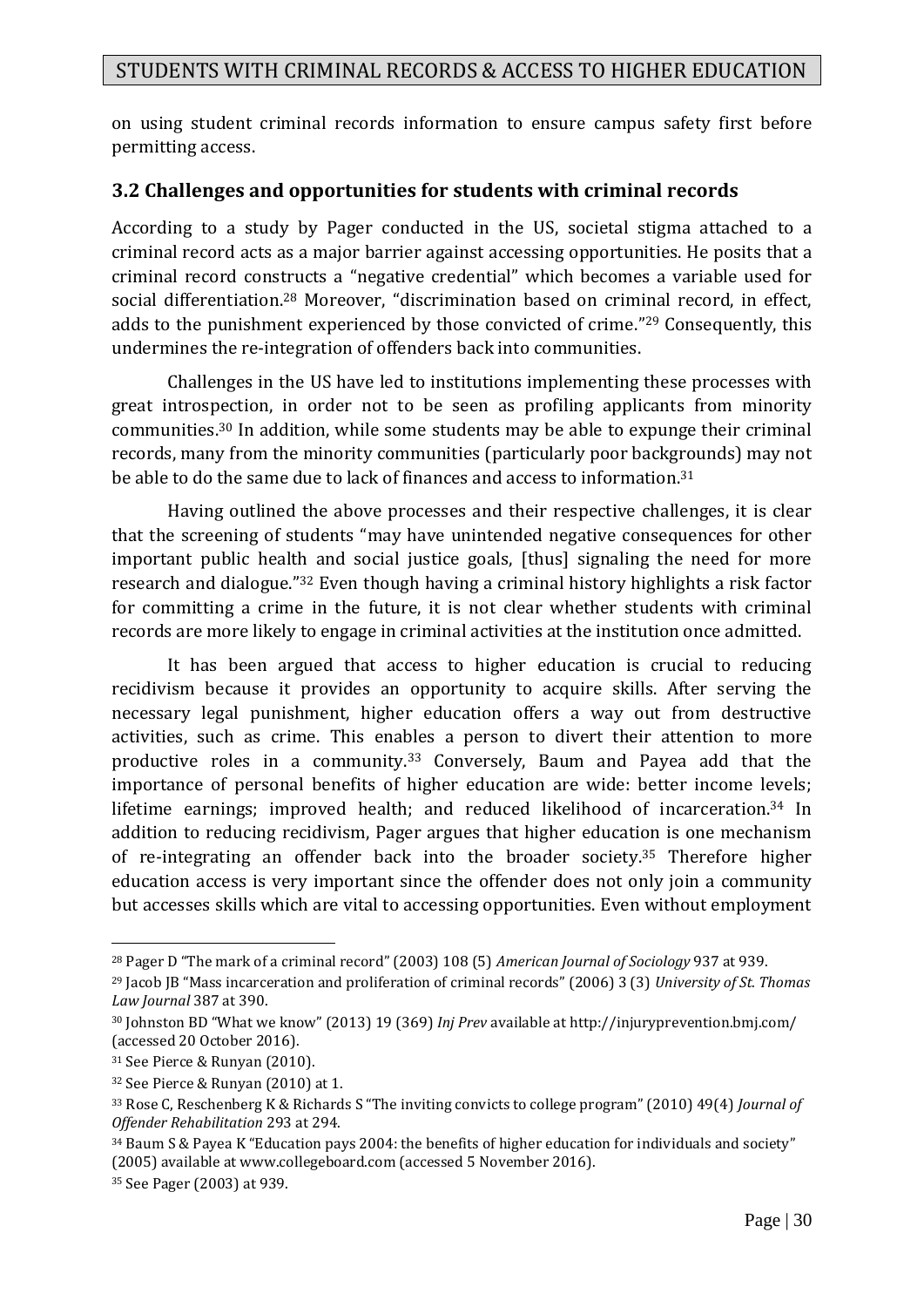on using student criminal records information to ensure campus safety first before permitting access.

### 3.2 Challenges and opportunities for students with criminal records

According to a study by Pager conducted in the US, societal stigma attached to a criminal record acts as a major barrier against accessing opportunities. He posits that a criminal record constructs a "negative credential" which becomes a variable used for social differentiation.[28] Moreover, "discrimination based on criminal record, in effect, adds to the punishment experienced by those convicted of crime."[29] Consequently, this undermines the re-integration of offenders back into communities.

Challenges in the US have led to institutions implementing these processes with great introspection, in order not to be seen as profiling applicants from minority communities.[30] In addition, while some students may be able to expunge their criminal records, many from the minority communities (particularly poor backgrounds) may not be able to do the same due to lack of finances and access to information.[31]

Having outlined the above processes and their respective challenges, it is clear that the screening of students "may have unintended negative consequences for other important public health and social justice goals, [thus] signaling the need for more research and dialogue."[32] Even though having a criminal history highlights a risk factor for committing a crime in the future, it is not clear whether students with criminal records are more likely to engage in criminal activities at the institution once admitted.

It has been argued that access to higher education is crucial to reducing recidivism because it provides an opportunity to acquire skills. After serving the necessary legal punishment, higher education offers a way out from destructive activities, such as crime. This enables a person to divert their attention to more productive roles in a community.[33] Conversely, Baum and Payea add that the importance of personal benefits of higher education are wide: better income levels; lifetime earnings; improved health; and reduced likelihood of incarceration.[34] In addition to reducing recidivism, Pager argues that higher education is one mechanism of re-integrating an offender back into the broader society.[35] Therefore higher education access is very important since the offender does not only join a community but accesses skills which are vital to accessing opportunities. Even without employment

---

[28] Pager D "The mark of a criminal record" (2003) 108 (5) *American Journal of Sociology* 937 at 939.

[29] Jacob JB "Mass incarceration and proliferation of criminal records" (2006) 3 (3) *University of St. Thomas Law Journal* 387 at 390.

[30] Johnston BD "What we know" (2013) 19 (369) *Inj Prev* available at http://injuryprevention.bmj.com/ (accessed 20 October 2016).

[31] See Pierce & Runyan (2010).

[32] See Pierce & Runyan (2010) at 1.

[33] Rose C, Reschenberg K & Richards S "The inviting convicts to college program" (2010) 49(4) *Journal of Offender Rehabilitation* 293 at 294.

[34] Baum S & Payea K "Education pays 2004: the benefits of higher education for individuals and society" (2005) available at www.collegeboard.com (accessed 5 November 2016).

[35] See Pager (2003) at 939.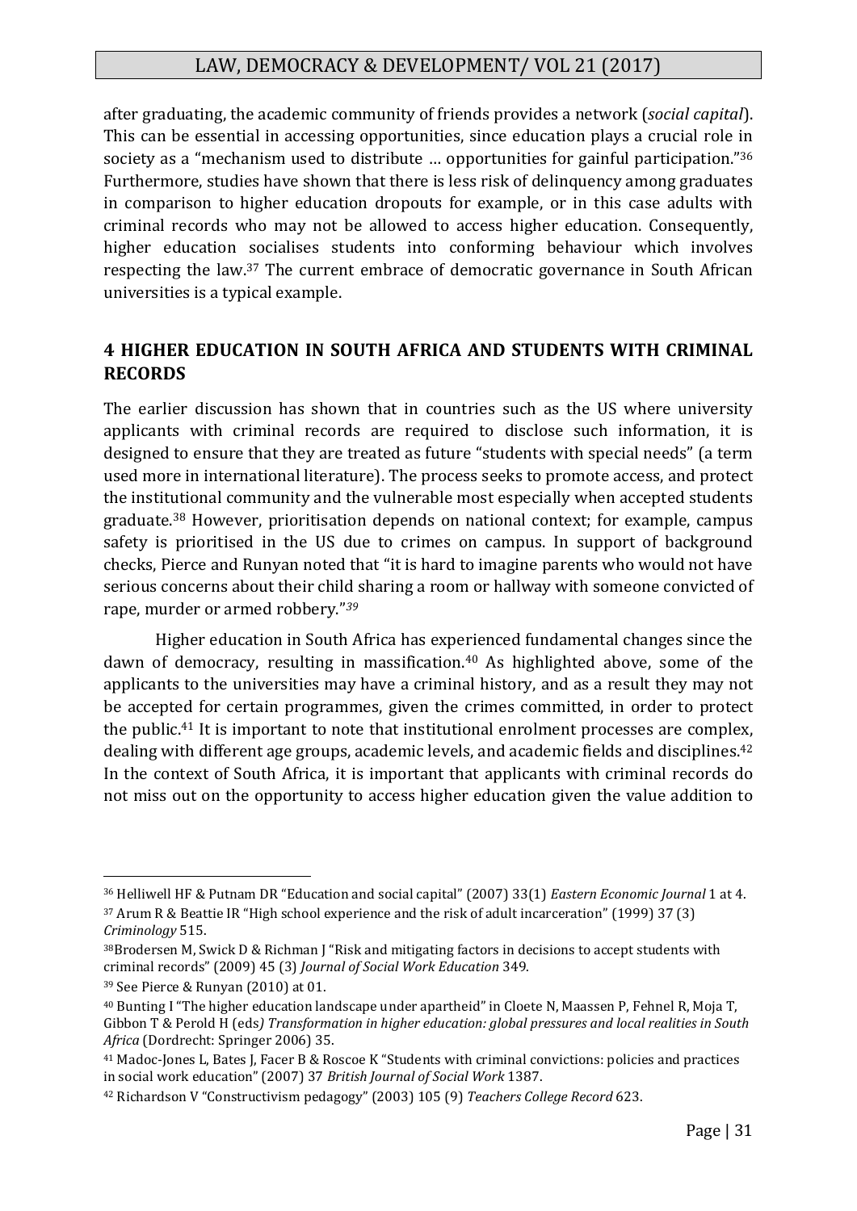after graduating, the academic community of friends provides a network (*social capital*). This can be essential in accessing opportunities, since education plays a crucial role in society as a "mechanism used to distribute … opportunities for gainful participation."[36] Furthermore, studies have shown that there is less risk of delinquency among graduates in comparison to higher education dropouts for example, or in this case adults with criminal records who may not be allowed to access higher education. Consequently, higher education socialises students into conforming behaviour which involves respecting the law.[37] The current embrace of democratic governance in South African universities is a typical example.

## 4 HIGHER EDUCATION IN SOUTH AFRICA AND STUDENTS WITH CRIMINAL RECORDS

The earlier discussion has shown that in countries such as the US where university applicants with criminal records are required to disclose such information, it is designed to ensure that they are treated as future "students with special needs" (a term used more in international literature). The process seeks to promote access, and protect the institutional community and the vulnerable most especially when accepted students graduate.[38] However, prioritisation depends on national context; for example, campus safety is prioritised in the US due to crimes on campus. In support of background checks, Pierce and Runyan noted that "it is hard to imagine parents who would not have serious concerns about their child sharing a room or hallway with someone convicted of rape, murder or armed robbery."[39]

Higher education in South Africa has experienced fundamental changes since the dawn of democracy, resulting in massification.[40] As highlighted above, some of the applicants to the universities may have a criminal history, and as a result they may not be accepted for certain programmes, given the crimes committed, in order to protect the public.[41] It is important to note that institutional enrolment processes are complex, dealing with different age groups, academic levels, and academic fields and disciplines.[42] In the context of South Africa, it is important that applicants with criminal records do not miss out on the opportunity to access higher education given the value addition to

---

[36] Helliwell HF & Putnam DR "Education and social capital" (2007) 33(1) *Eastern Economic Journal* 1 at 4.

[37] Arum R & Beattie IR "High school experience and the risk of adult incarceration" (1999) 37 (3) *Criminology* 515.

[38] Brodersen M, Swick D & Richman J "Risk and mitigating factors in decisions to accept students with criminal records" (2009) 45 (3) *Journal of Social Work Education* 349.

[39] See Pierce & Runyan (2010) at 01.

[40] Bunting I "The higher education landscape under apartheid" in Cloete N, Maassen P, Fehnel R, Moja T, Gibbon T & Perold H (eds*) Transformation in higher education: global pressures and local realities in South Africa* (Dordrecht: Springer 2006) 35.

[41] Madoc-Jones L, Bates J, Facer B & Roscoe K "Students with criminal convictions: policies and practices in social work education" (2007) 37 *British Journal of Social Work* 1387.

[42] Richardson V "Constructivism pedagogy" (2003) 105 (9) *Teachers College Record* 623.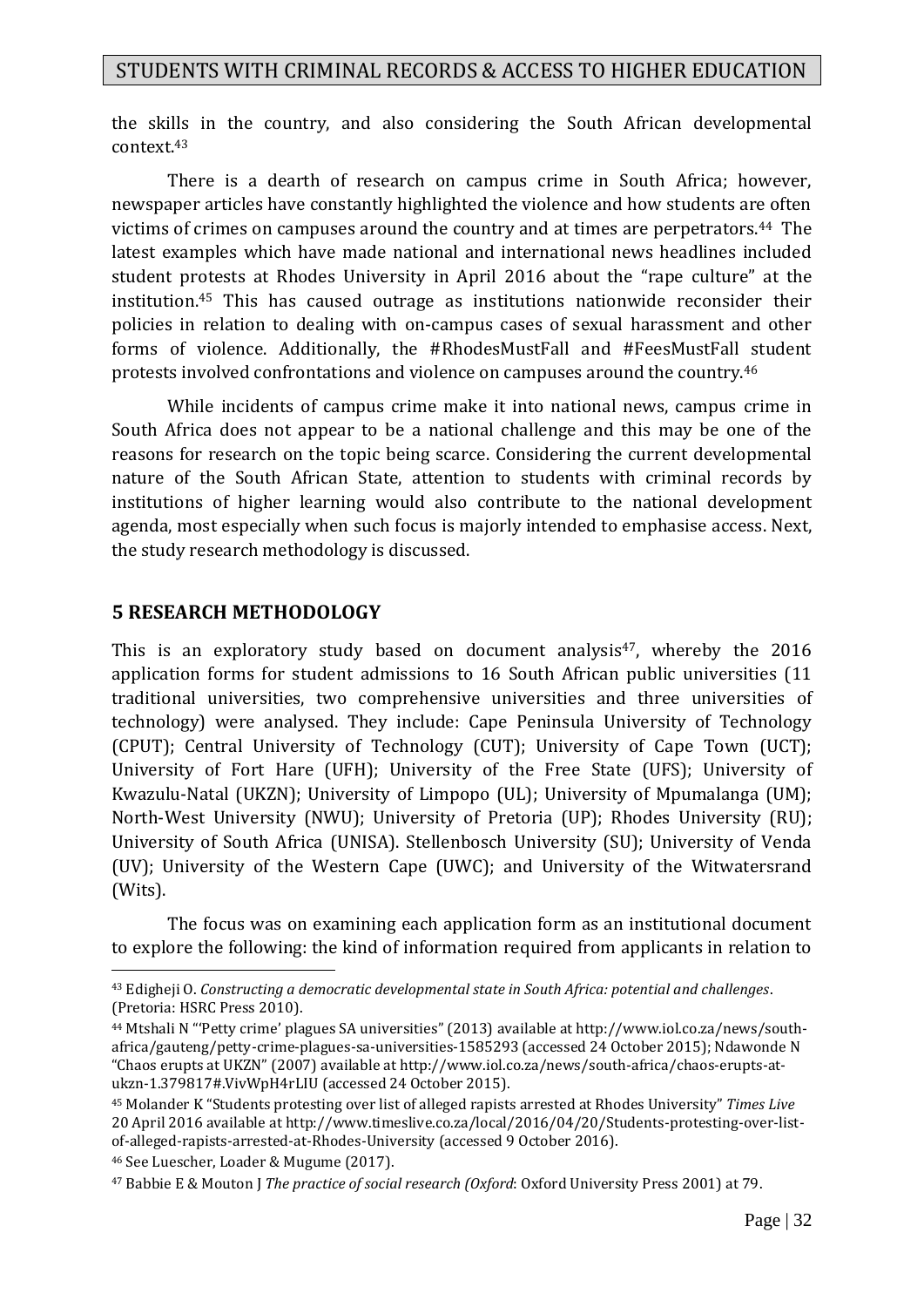the skills in the country, and also considering the South African developmental context.[43]

There is a dearth of research on campus crime in South Africa; however, newspaper articles have constantly highlighted the violence and how students are often victims of crimes on campuses around the country and at times are perpetrators.[44] The latest examples which have made national and international news headlines included student protests at Rhodes University in April 2016 about the "rape culture" at the institution.[45] This has caused outrage as institutions nationwide reconsider their policies in relation to dealing with on-campus cases of sexual harassment and other forms of violence. Additionally, the #RhodesMustFall and #FeesMustFall student protests involved confrontations and violence on campuses around the country.[46]

While incidents of campus crime make it into national news, campus crime in South Africa does not appear to be a national challenge and this may be one of the reasons for research on the topic being scarce. Considering the current developmental nature of the South African State, attention to students with criminal records by institutions of higher learning would also contribute to the national development agenda, most especially when such focus is majorly intended to emphasise access. Next, the study research methodology is discussed.

## 5 RESEARCH METHODOLOGY

This is an exploratory study based on document analysis[47], whereby the 2016 application forms for student admissions to 16 South African public universities (11 traditional universities, two comprehensive universities and three universities of technology) were analysed. They include: Cape Peninsula University of Technology (CPUT); Central University of Technology (CUT); University of Cape Town (UCT); University of Fort Hare (UFH); University of the Free State (UFS); University of Kwazulu-Natal (UKZN); University of Limpopo (UL); University of Mpumalanga (UM); North-West University (NWU); University of Pretoria (UP); Rhodes University (RU); University of South Africa (UNISA). Stellenbosch University (SU); University of Venda (UV); University of the Western Cape (UWC); and University of the Witwatersrand (Wits).

The focus was on examining each application form as an institutional document to explore the following: the kind of information required from applicants in relation to

---

[43] Edigheji O. *Constructing a democratic developmental state in South Africa: potential and challenges*. (Pretoria: HSRC Press 2010).

[44] Mtshali N "'Petty crime' plagues SA universities" (2013) available at http://www.iol.co.za/news/south-africa/gauteng/petty-crime-plagues-sa-universities-1585293 (accessed 24 October 2015); Ndawonde N "Chaos erupts at UKZN" (2007) available at http://www.iol.co.za/news/south-africa/chaos-erupts-at-ukzn-1.379817#.VivWpH4rLIU (accessed 24 October 2015).

[45] Molander K "Students protesting over list of alleged rapists arrested at Rhodes University" *Times Live* 20 April 2016 available at http://www.timeslive.co.za/local/2016/04/20/Students-protesting-over-list-of-alleged-rapists-arrested-at-Rhodes-University (accessed 9 October 2016).

[46] See Luescher, Loader & Mugume (2017).

[47] Babbie E & Mouton J *The practice of social research (Oxford*: Oxford University Press 2001) at 79.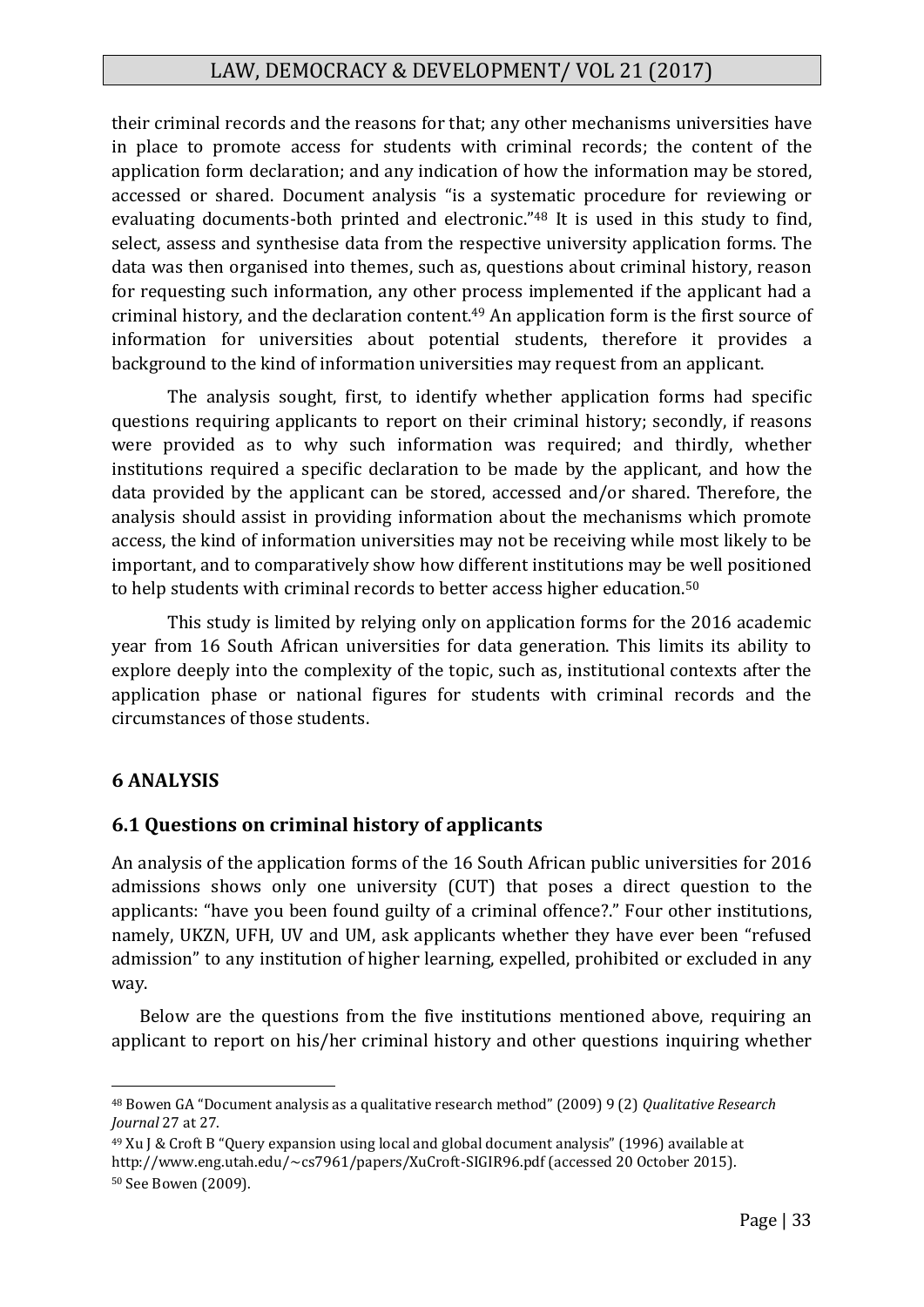their criminal records and the reasons for that; any other mechanisms universities have in place to promote access for students with criminal records; the content of the application form declaration; and any indication of how the information may be stored, accessed or shared. Document analysis "is a systematic procedure for reviewing or evaluating documents-both printed and electronic."[48] It is used in this study to find, select, assess and synthesise data from the respective university application forms. The data was then organised into themes, such as, questions about criminal history, reason for requesting such information, any other process implemented if the applicant had a criminal history, and the declaration content.[49] An application form is the first source of information for universities about potential students, therefore it provides a background to the kind of information universities may request from an applicant.

The analysis sought, first, to identify whether application forms had specific questions requiring applicants to report on their criminal history; secondly, if reasons were provided as to why such information was required; and thirdly, whether institutions required a specific declaration to be made by the applicant, and how the data provided by the applicant can be stored, accessed and/or shared. Therefore, the analysis should assist in providing information about the mechanisms which promote access, the kind of information universities may not be receiving while most likely to be important, and to comparatively show how different institutions may be well positioned to help students with criminal records to better access higher education.[50]

This study is limited by relying only on application forms for the 2016 academic year from 16 South African universities for data generation. This limits its ability to explore deeply into the complexity of the topic, such as, institutional contexts after the application phase or national figures for students with criminal records and the circumstances of those students.

## 6 ANALYSIS

### 6.1 Questions on criminal history of applicants

An analysis of the application forms of the 16 South African public universities for 2016 admissions shows only one university (CUT) that poses a direct question to the applicants: "have you been found guilty of a criminal offence?." Four other institutions, namely, UKZN, UFH, UV and UM, ask applicants whether they have ever been "refused admission" to any institution of higher learning, expelled, prohibited or excluded in any way.

Below are the questions from the five institutions mentioned above, requiring an applicant to report on his/her criminal history and other questions inquiring whether

---

[48] Bowen GA "Document analysis as a qualitative research method" (2009) 9 (2) *Qualitative Research Journal* 27 at 27.

[49] Xu J & Croft B "Query expansion using local and global document analysis" (1996) available at http://www.eng.utah.edu/~cs7961/papers/XuCroft-SIGIR96.pdf (accessed 20 October 2015).

[50] See Bowen (2009).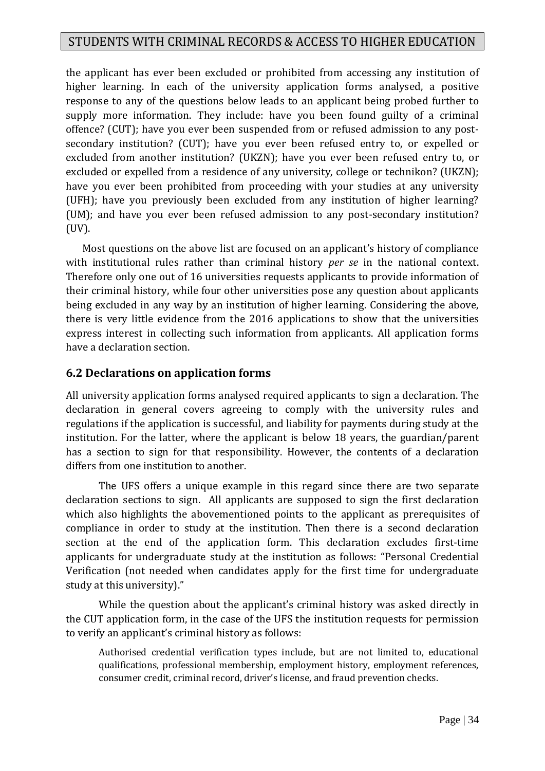the applicant has ever been excluded or prohibited from accessing any institution of higher learning. In each of the university application forms analysed, a positive response to any of the questions below leads to an applicant being probed further to supply more information. They include: have you been found guilty of a criminal offence? (CUT); have you ever been suspended from or refused admission to any post-secondary institution? (CUT); have you ever been refused entry to, or expelled or excluded from another institution? (UKZN); have you ever been refused entry to, or excluded or expelled from a residence of any university, college or technikon? (UKZN); have you ever been prohibited from proceeding with your studies at any university (UFH); have you previously been excluded from any institution of higher learning? (UM); and have you ever been refused admission to any post-secondary institution? (UV).

Most questions on the above list are focused on an applicant's history of compliance with institutional rules rather than criminal history *per se* in the national context. Therefore only one out of 16 universities requests applicants to provide information of their criminal history, while four other universities pose any question about applicants being excluded in any way by an institution of higher learning. Considering the above, there is very little evidence from the 2016 applications to show that the universities express interest in collecting such information from applicants. All application forms have a declaration section.

## 6.2 Declarations on application forms

All university application forms analysed required applicants to sign a declaration. The declaration in general covers agreeing to comply with the university rules and regulations if the application is successful, and liability for payments during study at the institution. For the latter, where the applicant is below 18 years, the guardian/parent has a section to sign for that responsibility. However, the contents of a declaration differs from one institution to another.

The UFS offers a unique example in this regard since there are two separate declaration sections to sign. All applicants are supposed to sign the first declaration which also highlights the abovementioned points to the applicant as prerequisites of compliance in order to study at the institution. Then there is a second declaration section at the end of the application form. This declaration excludes first-time applicants for undergraduate study at the institution as follows: "Personal Credential Verification (not needed when candidates apply for the first time for undergraduate study at this university)."

While the question about the applicant's criminal history was asked directly in the CUT application form, in the case of the UFS the institution requests for permission to verify an applicant's criminal history as follows:

> Authorised credential verification types include, but are not limited to, educational qualifications, professional membership, employment history, employment references, consumer credit, criminal record, driver's license, and fraud prevention checks.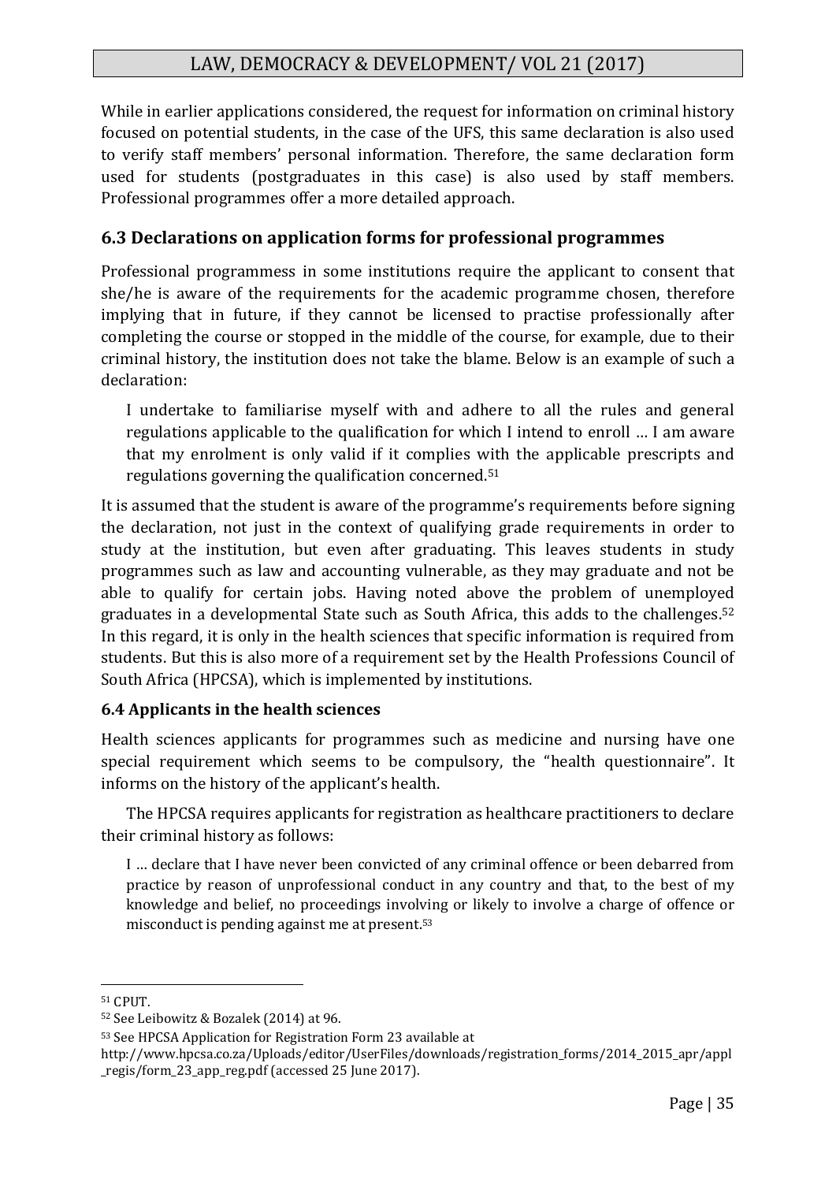While in earlier applications considered, the request for information on criminal history focused on potential students, in the case of the UFS, this same declaration is also used to verify staff members' personal information. Therefore, the same declaration form used for students (postgraduates in this case) is also used by staff members. Professional programmes offer a more detailed approach.

## 6.3 Declarations on application forms for professional programmes

Professional programmess in some institutions require the applicant to consent that she/he is aware of the requirements for the academic programme chosen, therefore implying that in future, if they cannot be licensed to practise professionally after completing the course or stopped in the middle of the course, for example, due to their criminal history, the institution does not take the blame. Below is an example of such a declaration:

> I undertake to familiarise myself with and adhere to all the rules and general regulations applicable to the qualification for which I intend to enroll … I am aware that my enrolment is only valid if it complies with the applicable prescripts and regulations governing the qualification concerned.[51]

It is assumed that the student is aware of the programme's requirements before signing the declaration, not just in the context of qualifying grade requirements in order to study at the institution, but even after graduating. This leaves students in study programmes such as law and accounting vulnerable, as they may graduate and not be able to qualify for certain jobs. Having noted above the problem of unemployed graduates in a developmental State such as South Africa, this adds to the challenges.[52] In this regard, it is only in the health sciences that specific information is required from students. But this is also more of a requirement set by the Health Professions Council of South Africa (HPCSA), which is implemented by institutions.

### 6.4 Applicants in the health sciences

Health sciences applicants for programmes such as medicine and nursing have one special requirement which seems to be compulsory, the "health questionnaire". It informs on the history of the applicant's health.

The HPCSA requires applicants for registration as healthcare practitioners to declare their criminal history as follows:

> I … declare that I have never been convicted of any criminal offence or been debarred from practice by reason of unprofessional conduct in any country and that, to the best of my knowledge and belief, no proceedings involving or likely to involve a charge of offence or misconduct is pending against me at present.[53]

---

[51] CPUT.

[52] See Leibowitz & Bozalek (2014) at 96.

[53] See HPCSA Application for Registration Form 23 available at http://www.hpcsa.co.za/Uploads/editor/UserFiles/downloads/registration_forms/2014_2015_apr/appl_regis/form_23_app_reg.pdf (accessed 25 June 2017).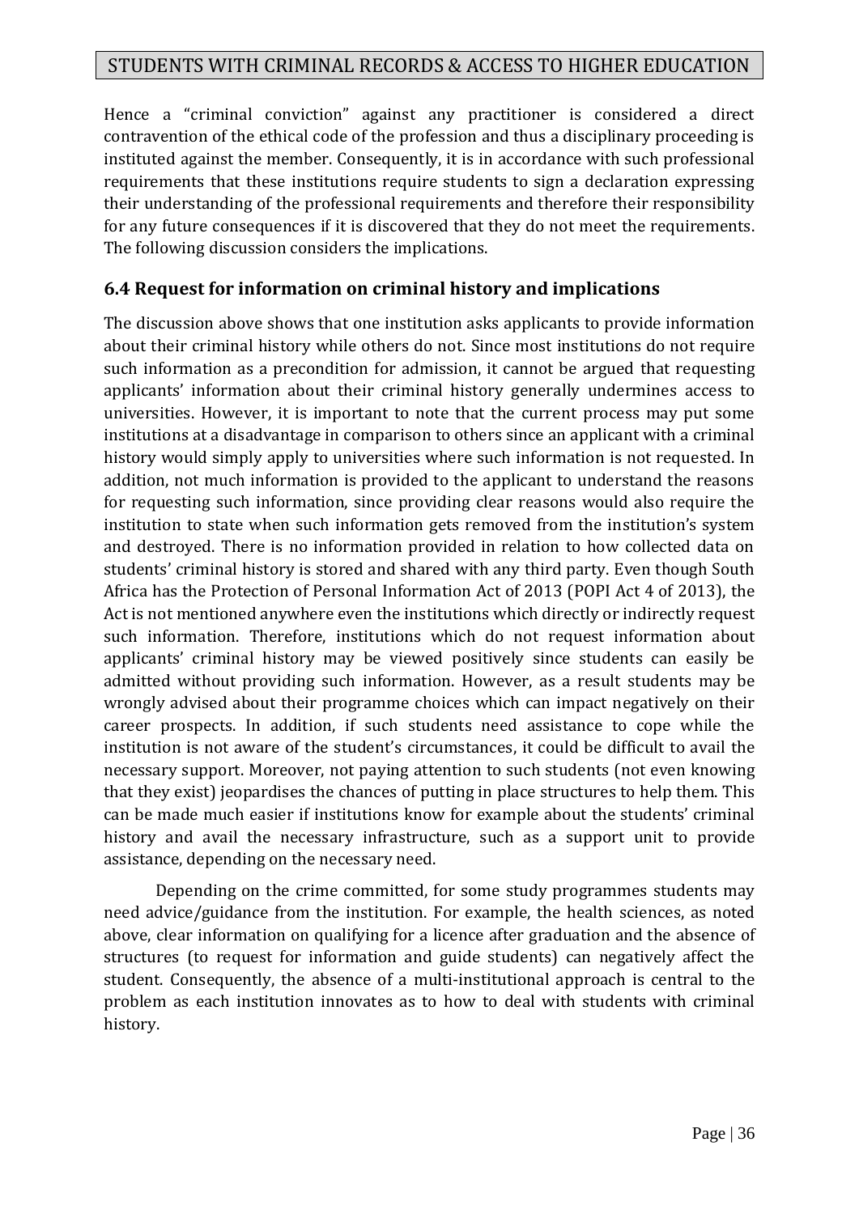Hence a "criminal conviction" against any practitioner is considered a direct contravention of the ethical code of the profession and thus a disciplinary proceeding is instituted against the member. Consequently, it is in accordance with such professional requirements that these institutions require students to sign a declaration expressing their understanding of the professional requirements and therefore their responsibility for any future consequences if it is discovered that they do not meet the requirements. The following discussion considers the implications.

## 6.4 Request for information on criminal history and implications

The discussion above shows that one institution asks applicants to provide information about their criminal history while others do not. Since most institutions do not require such information as a precondition for admission, it cannot be argued that requesting applicants' information about their criminal history generally undermines access to universities. However, it is important to note that the current process may put some institutions at a disadvantage in comparison to others since an applicant with a criminal history would simply apply to universities where such information is not requested. In addition, not much information is provided to the applicant to understand the reasons for requesting such information, since providing clear reasons would also require the institution to state when such information gets removed from the institution's system and destroyed. There is no information provided in relation to how collected data on students' criminal history is stored and shared with any third party. Even though South Africa has the Protection of Personal Information Act of 2013 (POPI Act 4 of 2013), the Act is not mentioned anywhere even the institutions which directly or indirectly request such information. Therefore, institutions which do not request information about applicants' criminal history may be viewed positively since students can easily be admitted without providing such information. However, as a result students may be wrongly advised about their programme choices which can impact negatively on their career prospects. In addition, if such students need assistance to cope while the institution is not aware of the student's circumstances, it could be difficult to avail the necessary support. Moreover, not paying attention to such students (not even knowing that they exist) jeopardises the chances of putting in place structures to help them. This can be made much easier if institutions know for example about the students' criminal history and avail the necessary infrastructure, such as a support unit to provide assistance, depending on the necessary need.

Depending on the crime committed, for some study programmes students may need advice/guidance from the institution. For example, the health sciences, as noted above, clear information on qualifying for a licence after graduation and the absence of structures (to request for information and guide students) can negatively affect the student. Consequently, the absence of a multi-institutional approach is central to the problem as each institution innovates as to how to deal with students with criminal history.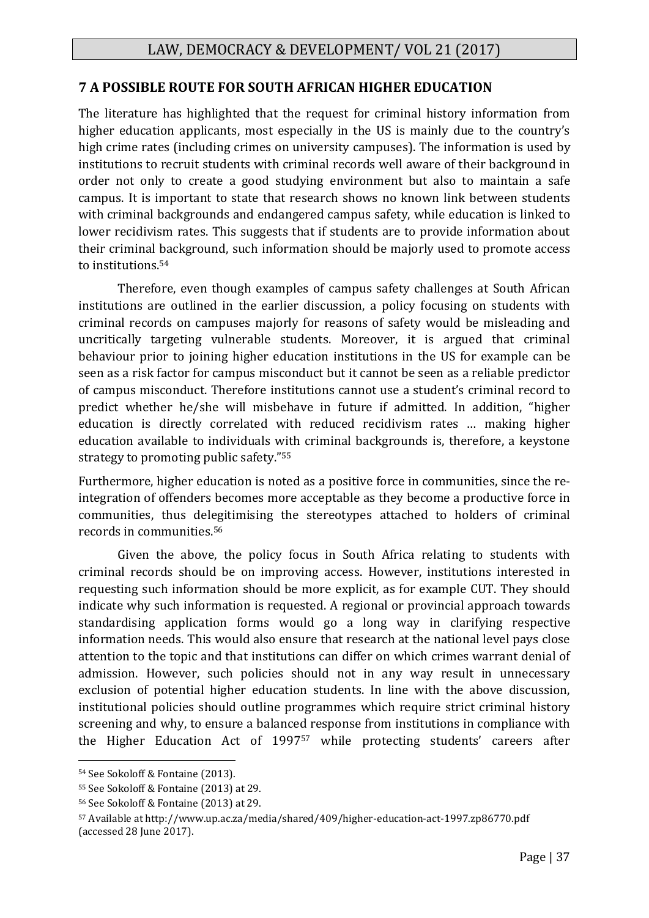## 7 A POSSIBLE ROUTE FOR SOUTH AFRICAN HIGHER EDUCATION

The literature has highlighted that the request for criminal history information from higher education applicants, most especially in the US is mainly due to the country's high crime rates (including crimes on university campuses). The information is used by institutions to recruit students with criminal records well aware of their background in order not only to create a good studying environment but also to maintain a safe campus. It is important to state that research shows no known link between students with criminal backgrounds and endangered campus safety, while education is linked to lower recidivism rates. This suggests that if students are to provide information about their criminal background, such information should be majorly used to promote access to institutions.[54]

Therefore, even though examples of campus safety challenges at South African institutions are outlined in the earlier discussion, a policy focusing on students with criminal records on campuses majorly for reasons of safety would be misleading and uncritically targeting vulnerable students. Moreover, it is argued that criminal behaviour prior to joining higher education institutions in the US for example can be seen as a risk factor for campus misconduct but it cannot be seen as a reliable predictor of campus misconduct. Therefore institutions cannot use a student's criminal record to predict whether he/she will misbehave in future if admitted. In addition, "higher education is directly correlated with reduced recidivism rates … making higher education available to individuals with criminal backgrounds is, therefore, a keystone strategy to promoting public safety."[55]

Furthermore, higher education is noted as a positive force in communities, since the re-integration of offenders becomes more acceptable as they become a productive force in communities, thus delegitimising the stereotypes attached to holders of criminal records in communities.[56]

Given the above, the policy focus in South Africa relating to students with criminal records should be on improving access. However, institutions interested in requesting such information should be more explicit, as for example CUT. They should indicate why such information is requested. A regional or provincial approach towards standardising application forms would go a long way in clarifying respective information needs. This would also ensure that research at the national level pays close attention to the topic and that institutions can differ on which crimes warrant denial of admission. However, such policies should not in any way result in unnecessary exclusion of potential higher education students. In line with the above discussion, institutional policies should outline programmes which require strict criminal history screening and why, to ensure a balanced response from institutions in compliance with the Higher Education Act of 1997[57] while protecting students' careers after

---

[54] See Sokoloff & Fontaine (2013).

[55] See Sokoloff & Fontaine (2013) at 29.

[56] See Sokoloff & Fontaine (2013) at 29.

[57] Available at http://www.up.ac.za/media/shared/409/higher-education-act-1997.zp86770.pdf (accessed 28 June 2017).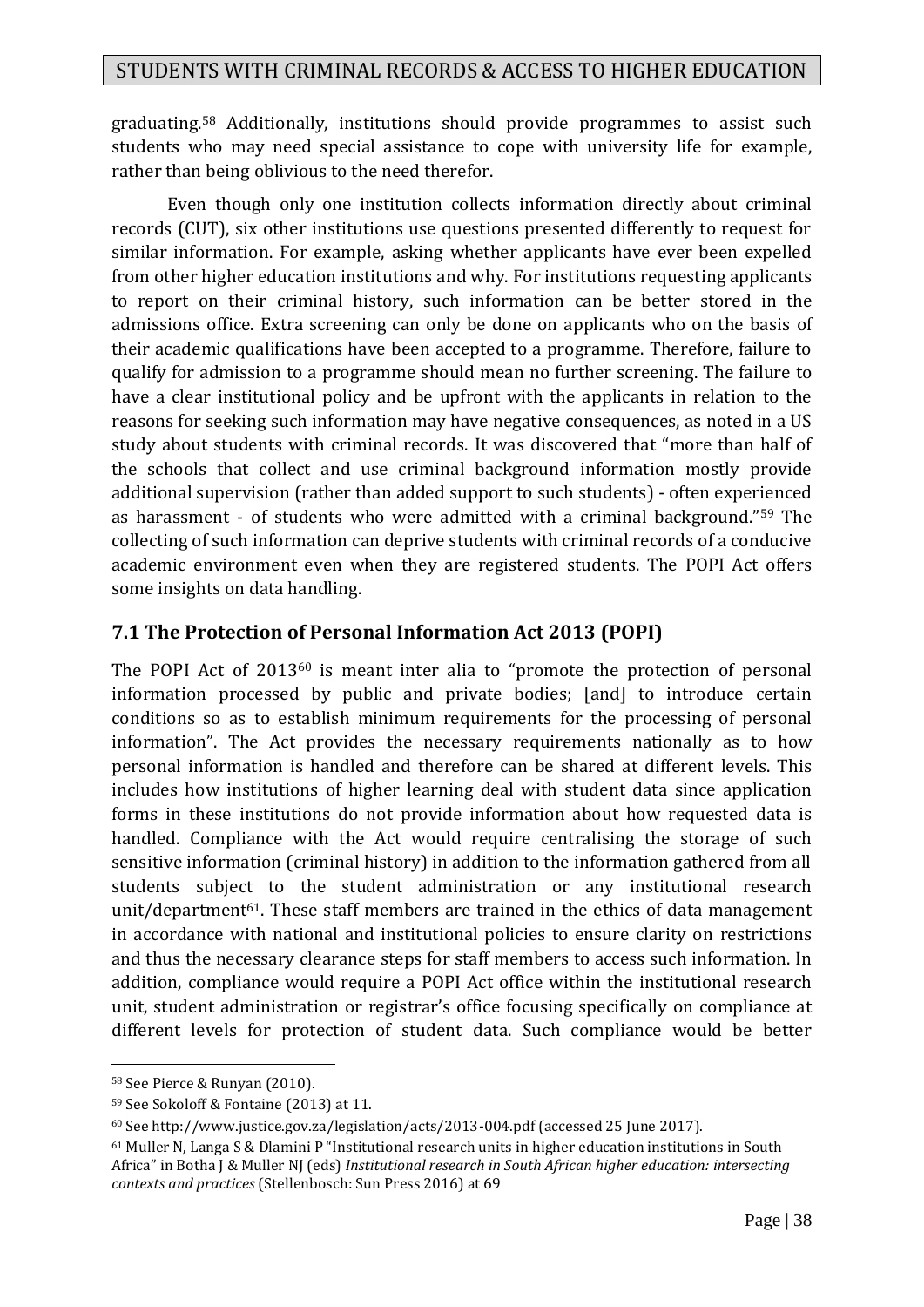graduating.[58] Additionally, institutions should provide programmes to assist such students who may need special assistance to cope with university life for example, rather than being oblivious to the need therefor.

Even though only one institution collects information directly about criminal records (CUT), six other institutions use questions presented differently to request for similar information. For example, asking whether applicants have ever been expelled from other higher education institutions and why. For institutions requesting applicants to report on their criminal history, such information can be better stored in the admissions office. Extra screening can only be done on applicants who on the basis of their academic qualifications have been accepted to a programme. Therefore, failure to qualify for admission to a programme should mean no further screening. The failure to have a clear institutional policy and be upfront with the applicants in relation to the reasons for seeking such information may have negative consequences, as noted in a US study about students with criminal records. It was discovered that "more than half of the schools that collect and use criminal background information mostly provide additional supervision (rather than added support to such students) - often experienced as harassment - of students who were admitted with a criminal background."[59] The collecting of such information can deprive students with criminal records of a conducive academic environment even when they are registered students. The POPI Act offers some insights on data handling.

## 7.1 The Protection of Personal Information Act 2013 (POPI)

The POPI Act of 2013[60] is meant inter alia to "promote the protection of personal information processed by public and private bodies; [and] to introduce certain conditions so as to establish minimum requirements for the processing of personal information". The Act provides the necessary requirements nationally as to how personal information is handled and therefore can be shared at different levels. This includes how institutions of higher learning deal with student data since application forms in these institutions do not provide information about how requested data is handled. Compliance with the Act would require centralising the storage of such sensitive information (criminal history) in addition to the information gathered from all students subject to the student administration or any institutional research unit/department[61]. These staff members are trained in the ethics of data management in accordance with national and institutional policies to ensure clarity on restrictions and thus the necessary clearance steps for staff members to access such information. In addition, compliance would require a POPI Act office within the institutional research unit, student administration or registrar's office focusing specifically on compliance at different levels for protection of student data. Such compliance would be better

---

[58] See Pierce & Runyan (2010).

[59] See Sokoloff & Fontaine (2013) at 11.

[60] See http://www.justice.gov.za/legislation/acts/2013-004.pdf (accessed 25 June 2017).

[61] Muller N, Langa S & Dlamini P "Institutional research units in higher education institutions in South Africa" in Botha J & Muller NJ (eds) *Institutional research in South African higher education: intersecting contexts and practices* (Stellenbosch: Sun Press 2016) at 69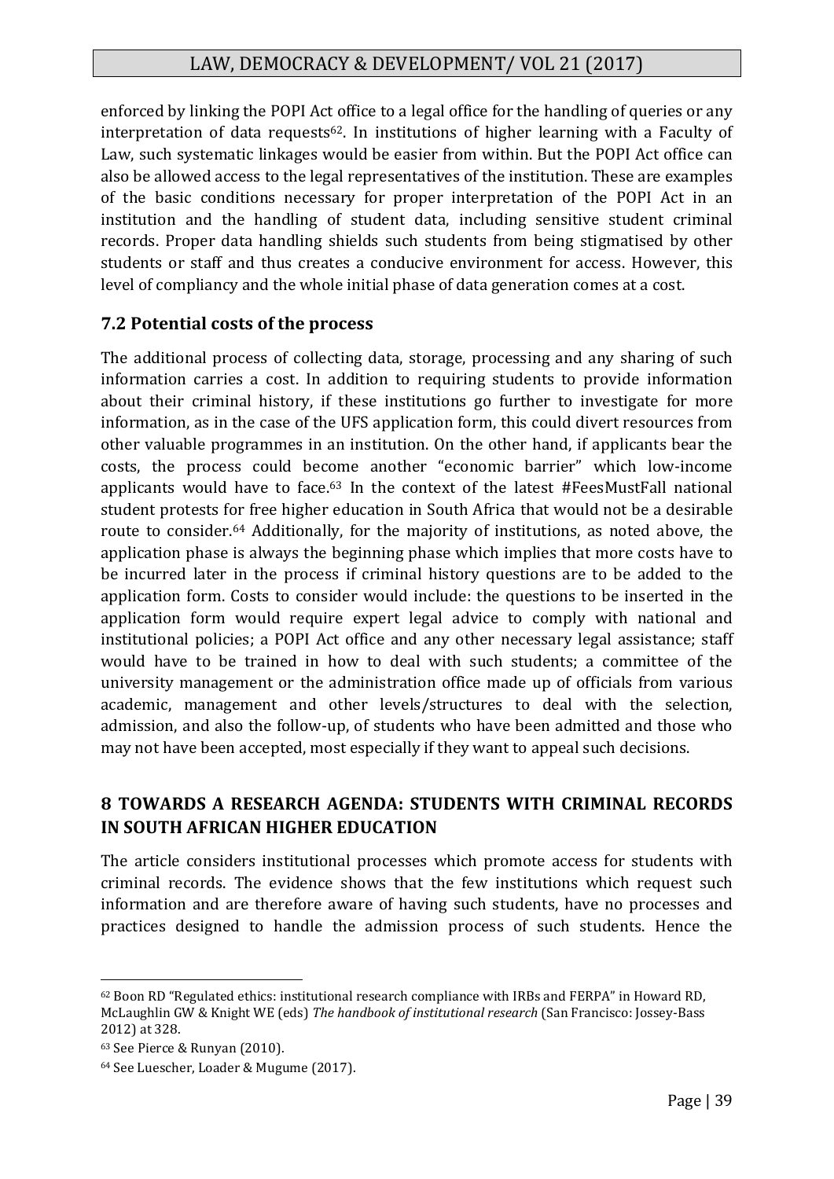enforced by linking the POPI Act office to a legal office for the handling of queries or any interpretation of data requests[62]. In institutions of higher learning with a Faculty of Law, such systematic linkages would be easier from within. But the POPI Act office can also be allowed access to the legal representatives of the institution. These are examples of the basic conditions necessary for proper interpretation of the POPI Act in an institution and the handling of student data, including sensitive student criminal records. Proper data handling shields such students from being stigmatised by other students or staff and thus creates a conducive environment for access. However, this level of compliancy and the whole initial phase of data generation comes at a cost.

### 7.2 Potential costs of the process

The additional process of collecting data, storage, processing and any sharing of such information carries a cost. In addition to requiring students to provide information about their criminal history, if these institutions go further to investigate for more information, as in the case of the UFS application form, this could divert resources from other valuable programmes in an institution. On the other hand, if applicants bear the costs, the process could become another "economic barrier" which low-income applicants would have to face.[63] In the context of the latest #FeesMustFall national student protests for free higher education in South Africa that would not be a desirable route to consider.[64] Additionally, for the majority of institutions, as noted above, the application phase is always the beginning phase which implies that more costs have to be incurred later in the process if criminal history questions are to be added to the application form. Costs to consider would include: the questions to be inserted in the application form would require expert legal advice to comply with national and institutional policies; a POPI Act office and any other necessary legal assistance; staff would have to be trained in how to deal with such students; a committee of the university management or the administration office made up of officials from various academic, management and other levels/structures to deal with the selection, admission, and also the follow-up, of students who have been admitted and those who may not have been accepted, most especially if they want to appeal such decisions.

## 8 TOWARDS A RESEARCH AGENDA: STUDENTS WITH CRIMINAL RECORDS IN SOUTH AFRICAN HIGHER EDUCATION

The article considers institutional processes which promote access for students with criminal records. The evidence shows that the few institutions which request such information and are therefore aware of having such students, have no processes and practices designed to handle the admission process of such students. Hence the

---

[62] Boon RD "Regulated ethics: institutional research compliance with IRBs and FERPA" in Howard RD, McLaughlin GW & Knight WE (eds) *The handbook of institutional research* (San Francisco: Jossey-Bass 2012) at 328.

[63] See Pierce & Runyan (2010).

[64] See Luescher, Loader & Mugume (2017).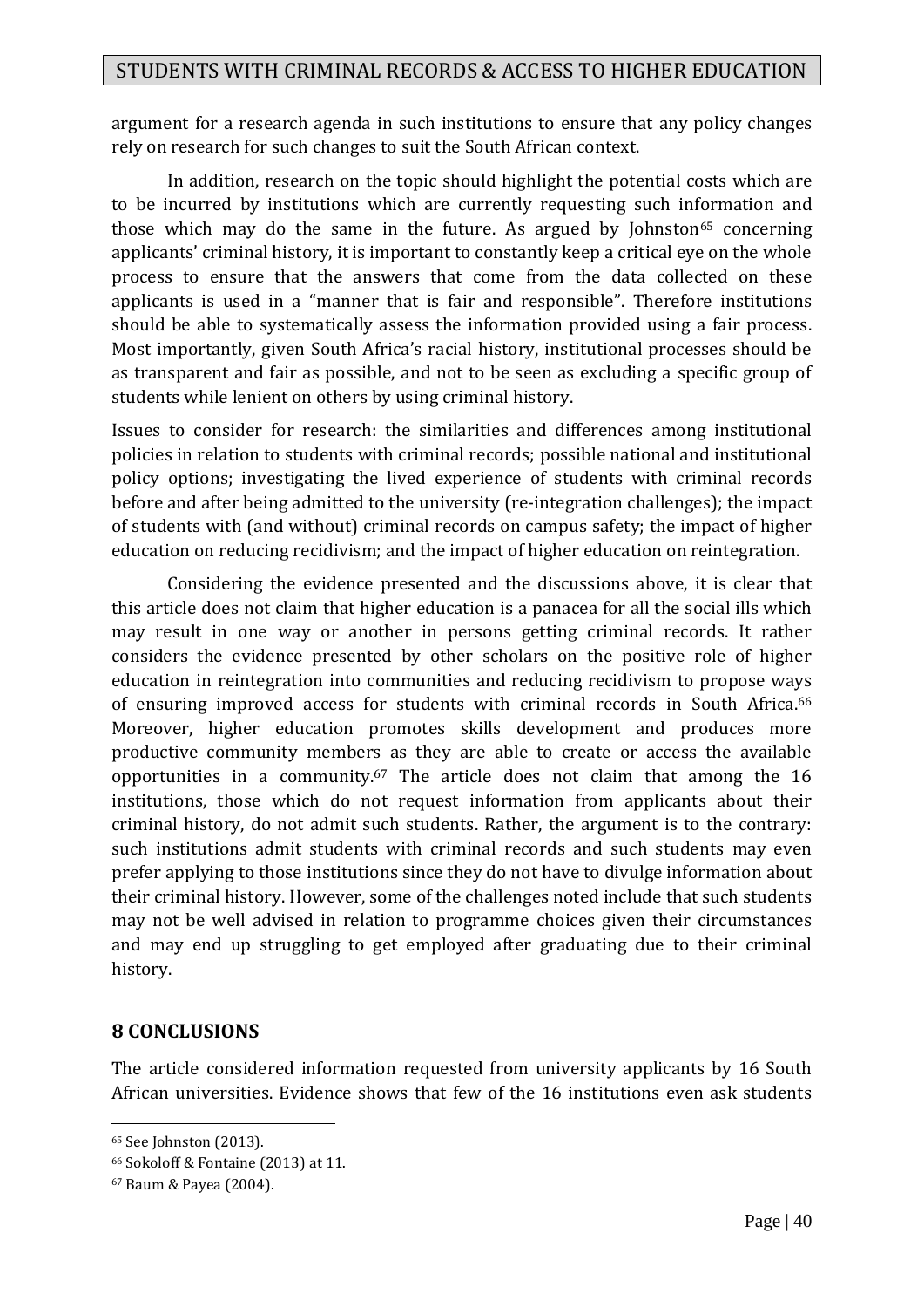argument for a research agenda in such institutions to ensure that any policy changes rely on research for such changes to suit the South African context.

In addition, research on the topic should highlight the potential costs which are to be incurred by institutions which are currently requesting such information and those which may do the same in the future. As argued by Johnston[65] concerning applicants' criminal history, it is important to constantly keep a critical eye on the whole process to ensure that the answers that come from the data collected on these applicants is used in a "manner that is fair and responsible". Therefore institutions should be able to systematically assess the information provided using a fair process. Most importantly, given South Africa's racial history, institutional processes should be as transparent and fair as possible, and not to be seen as excluding a specific group of students while lenient on others by using criminal history.

Issues to consider for research: the similarities and differences among institutional policies in relation to students with criminal records; possible national and institutional policy options; investigating the lived experience of students with criminal records before and after being admitted to the university (re-integration challenges); the impact of students with (and without) criminal records on campus safety; the impact of higher education on reducing recidivism; and the impact of higher education on reintegration.

Considering the evidence presented and the discussions above, it is clear that this article does not claim that higher education is a panacea for all the social ills which may result in one way or another in persons getting criminal records. It rather considers the evidence presented by other scholars on the positive role of higher education in reintegration into communities and reducing recidivism to propose ways of ensuring improved access for students with criminal records in South Africa.[66] Moreover, higher education promotes skills development and produces more productive community members as they are able to create or access the available opportunities in a community.[67] The article does not claim that among the 16 institutions, those which do not request information from applicants about their criminal history, do not admit such students. Rather, the argument is to the contrary: such institutions admit students with criminal records and such students may even prefer applying to those institutions since they do not have to divulge information about their criminal history. However, some of the challenges noted include that such students may not be well advised in relation to programme choices given their circumstances and may end up struggling to get employed after graduating due to their criminal history.

## 8 CONCLUSIONS

The article considered information requested from university applicants by 16 South African universities. Evidence shows that few of the 16 institutions even ask students

---

[65] See Johnston (2013).

[66] Sokoloff & Fontaine (2013) at 11.

[67] Baum & Payea (2004).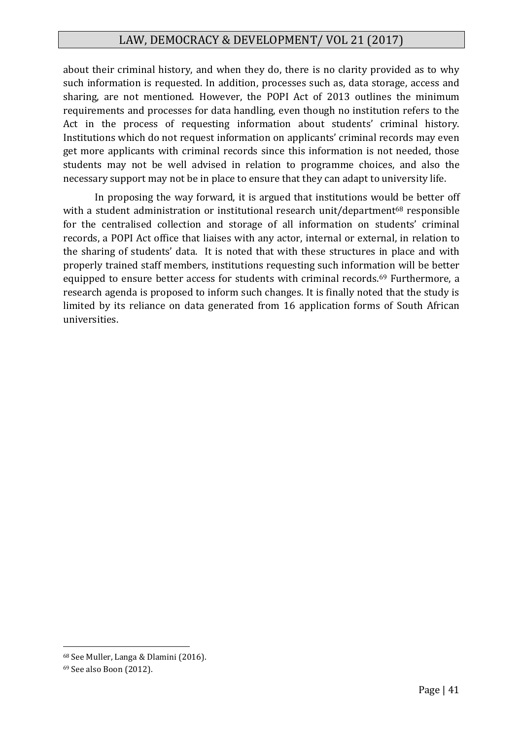about their criminal history, and when they do, there is no clarity provided as to why such information is requested. In addition, processes such as, data storage, access and sharing, are not mentioned. However, the POPI Act of 2013 outlines the minimum requirements and processes for data handling, even though no institution refers to the Act in the process of requesting information about students' criminal history. Institutions which do not request information on applicants' criminal records may even get more applicants with criminal records since this information is not needed, those students may not be well advised in relation to programme choices, and also the necessary support may not be in place to ensure that they can adapt to university life.

In proposing the way forward, it is argued that institutions would be better off with a student administration or institutional research unit/department[68] responsible for the centralised collection and storage of all information on students' criminal records, a POPI Act office that liaises with any actor, internal or external, in relation to the sharing of students' data. It is noted that with these structures in place and with properly trained staff members, institutions requesting such information will be better equipped to ensure better access for students with criminal records.[69] Furthermore, a research agenda is proposed to inform such changes. It is finally noted that the study is limited by its reliance on data generated from 16 application forms of South African universities.

---

[68] See Muller, Langa & Dlamini (2016).

[69] See also Boon (2012).